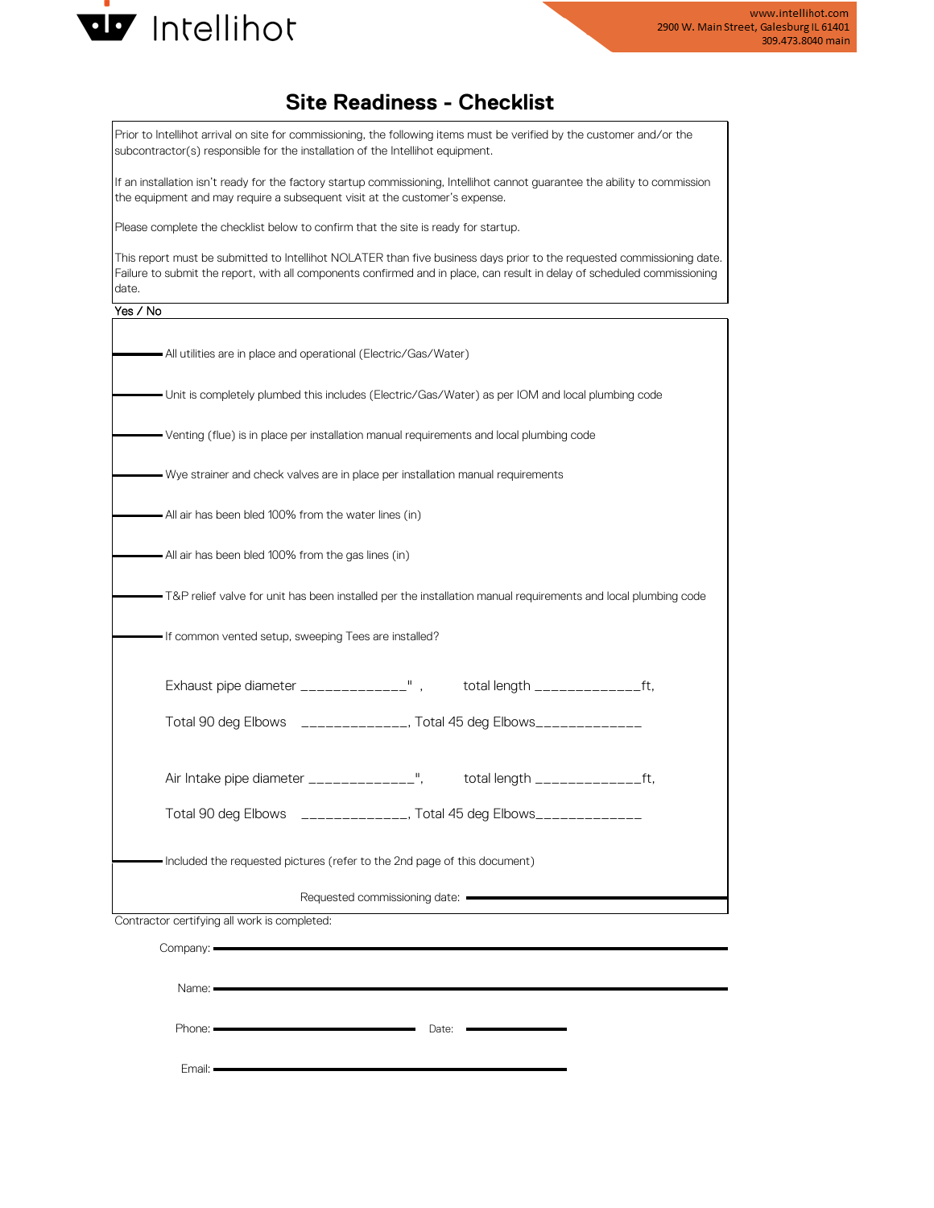Intellihot

www.intellihot.com
2900 W. Main Street, Galesburg IL 61401
309.473.8040 main

# Site Readiness - Checklist

Prior to Intellihot arrival on site for commissioning, the following items must be verified by the customer and/or the subcontractor(s) responsible for the installation of the Intellihot equipment.

If an installation isn't ready for the factory startup commissioning, Intellihot cannot guarantee the ability to commission the equipment and may require a subsequent visit at the customer's expense.

Please complete the checklist below to confirm that the site is ready for startup.

This report must be submitted to Intellihot NOLATER than five business days prior to the requested commissioning date. Failure to submit the report, with all components confirmed and in place, can result in delay of scheduled commissioning date.

Yes / No

______ All utilities are in place and operational (Electric/Gas/Water)

______ Unit is completely plumbed this includes (Electric/Gas/Water) as per IOM and local plumbing code

______ Venting (flue) is in place per installation manual requirements and local plumbing code

______ Wye strainer and check valves are in place per installation manual requirements

______ All air has been bled 100% from the water lines (in)

______ All air has been bled 100% from the gas lines (in)

______ T&P relief valve for unit has been installed per the installation manual requirements and local plumbing code

______ If common vented setup, sweeping Tees are installed?

Exhaust pipe diameter _____________" , total length _____________ft,

Total 90 deg Elbows _____________, Total 45 deg Elbows_____________

Air Intake pipe diameter _____________", total length _____________ft,

Total 90 deg Elbows _____________, Total 45 deg Elbows_____________

______ Included the requested pictures (refer to the 2nd page of this document)

Requested commissioning date: ______________________

Contractor certifying all work is completed:

Company: ______________________

Name: ______________________

Phone: ______________________ Date: ______________

Email: ______________________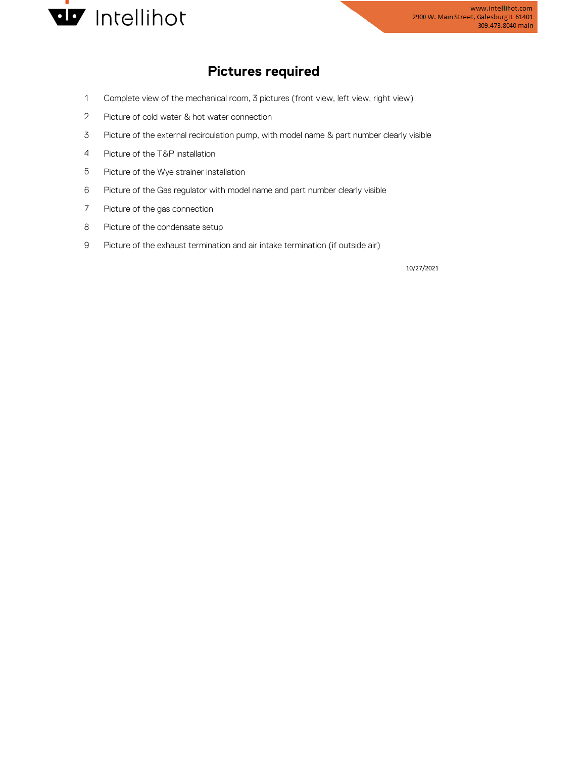# Pictures required

1. Complete view of the mechanical room, 3 pictures (front view, left view, right view)
2. Picture of cold water & hot water connection
3. Picture of the external recirculation pump, with model name & part number clearly visible
4. Picture of the T&P installation
5. Picture of the Wye strainer installation
6. Picture of the Gas regulator with model name and part number clearly visible
7. Picture of the gas connection
8. Picture of the condensate setup
9. Picture of the exhaust termination and air intake termination (if outside air)

10/27/2021